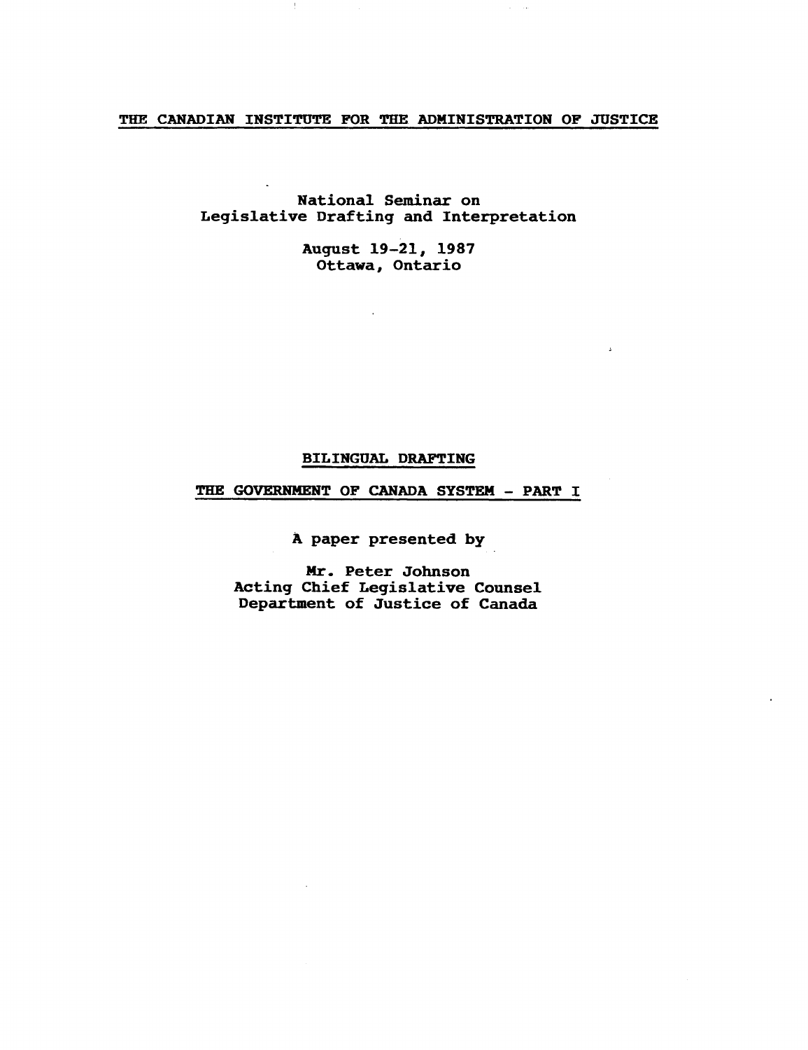THE CANADIAN INSTITUTE FOR THE ADMINISTRATION OF JUSTICE

National Seminar on
Legislative Drafting and Interpretation

August 19-21, 1987
Ottawa, Ontario

# BILINGUAL DRAFTING

## THE GOVERNMENT OF CANADA SYSTEM - PART I

A paper presented by

Mr. Peter Johnson
Acting Chief Legislative Counsel
Department of Justice of Canada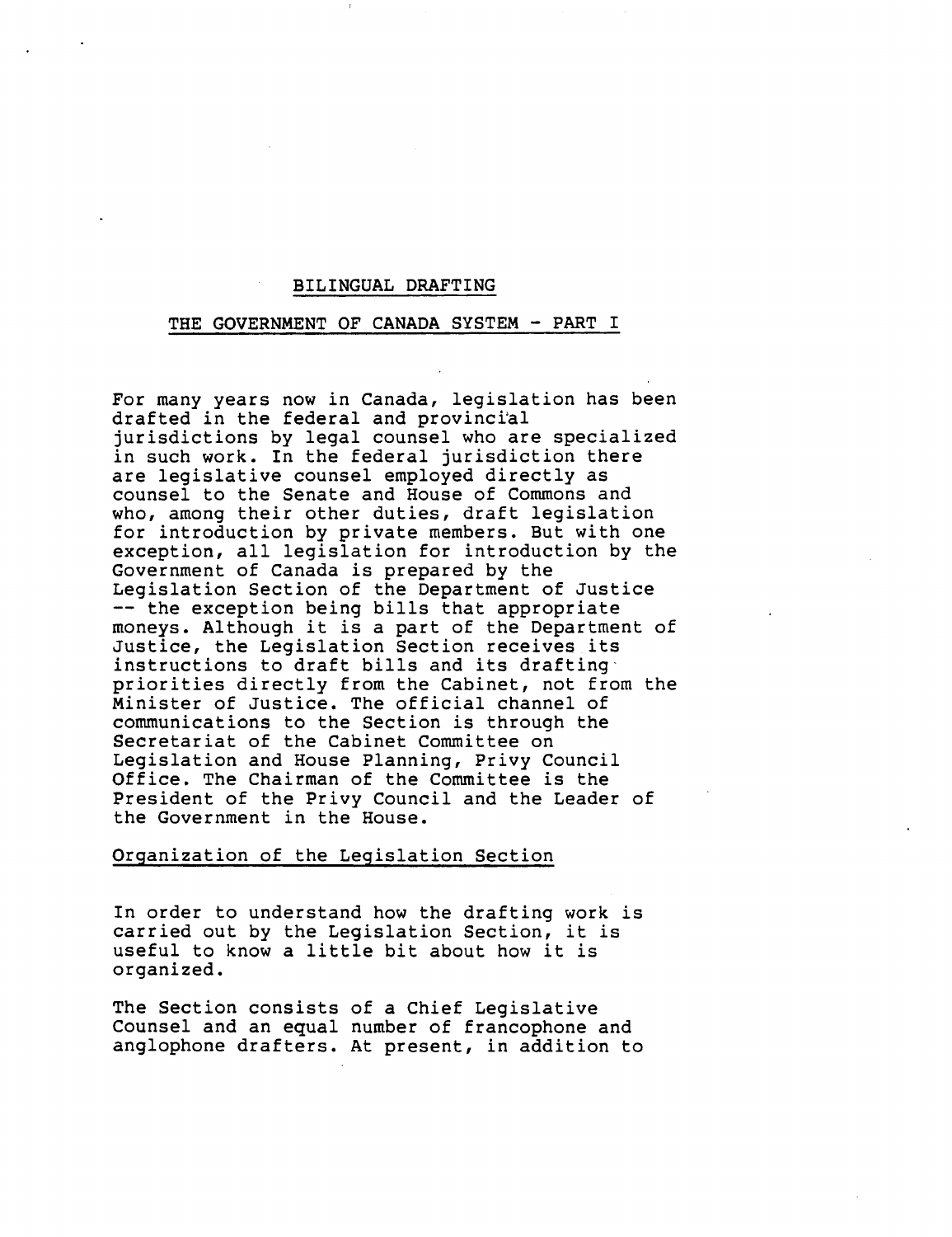# BILINGUAL DRAFTING

## THE GOVERNMENT OF CANADA SYSTEM - PART I

For many years now in Canada, legislation has been drafted in the federal and provincial jurisdictions by legal counsel who are specialized in such work. In the federal jurisdiction there are legislative counsel employed directly as counsel to the Senate and House of Commons and who, among their other duties, draft legislation for introduction by private members. But with one exception, all legislation for introduction by the Government of Canada is prepared by the Legislation Section of the Department of Justice -- the exception being bills that appropriate moneys. Although it is a part of the Department of Justice, the Legislation Section receives its instructions to draft bills and its drafting priorities directly from the Cabinet, not from the Minister of Justice. The official channel of communications to the Section is through the Secretariat of the Cabinet Committee on Legislation and House Planning, Privy Council Office. The Chairman of the Committee is the President of the Privy Council and the Leader of the Government in the House.

## Organization of the Legislation Section

In order to understand how the drafting work is carried out by the Legislation Section, it is useful to know a little bit about how it is organized.

The Section consists of a Chief Legislative Counsel and an equal number of francophone and anglophone drafters. At present, in addition to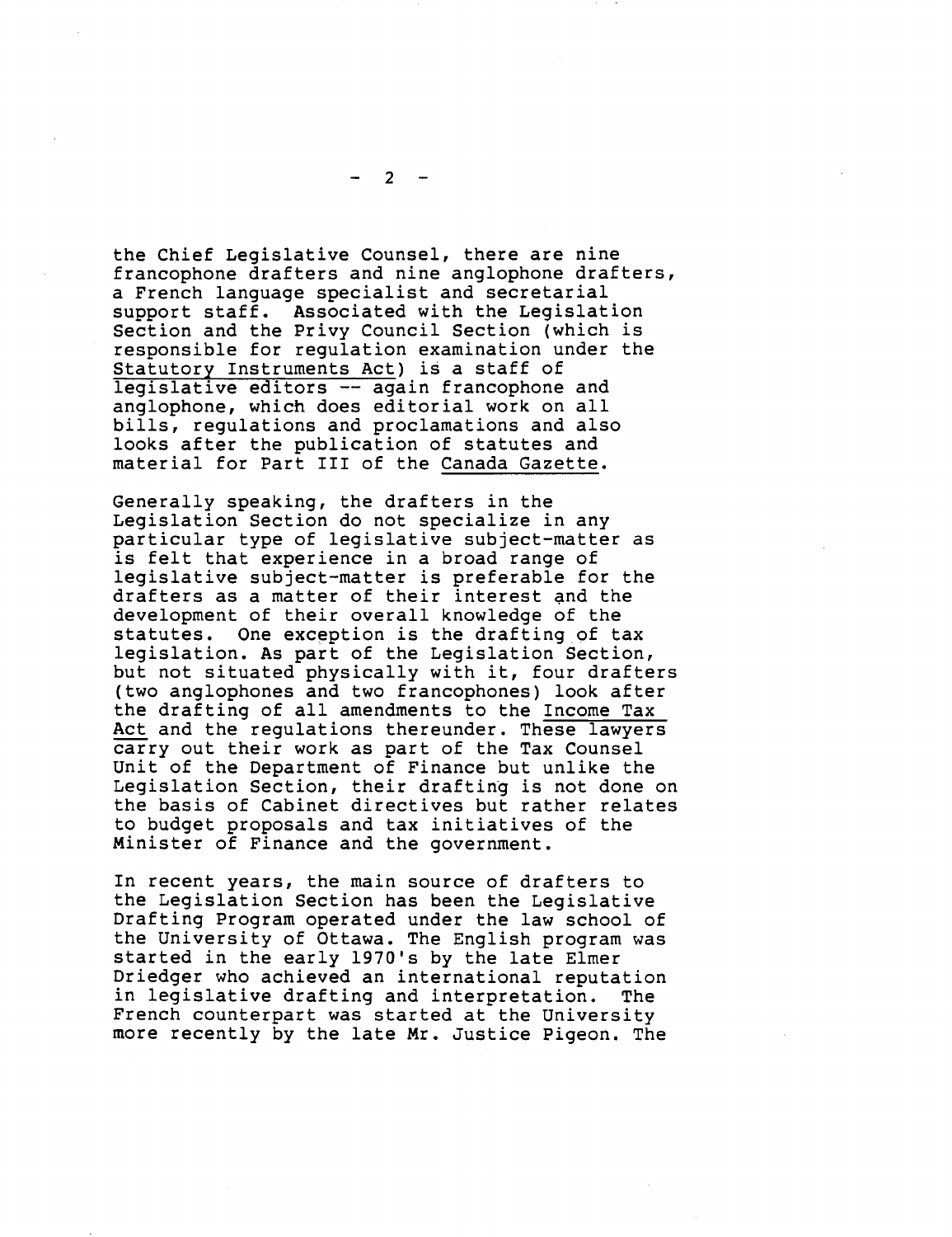the Chief Legislative Counsel, there are nine francophone drafters and nine anglophone drafters, a French language specialist and secretarial support staff. Associated with the Legislation Section and the Privy Council Section (which is responsible for regulation examination under the Statutory Instruments Act) is a staff of legislative editors -- again francophone and anglophone, which does editorial work on all bills, regulations and proclamations and also looks after the publication of statutes and material for Part III of the Canada Gazette.

Generally speaking, the drafters in the Legislation Section do not specialize in any particular type of legislative subject-matter as is felt that experience in a broad range of legislative subject-matter is preferable for the drafters as a matter of their interest and the development of their overall knowledge of the statutes. One exception is the drafting of tax legislation. As part of the Legislation Section, but not situated physically with it, four drafters (two anglophones and two francophones) look after the drafting of all amendments to the Income Tax Act and the regulations thereunder. These lawyers carry out their work as part of the Tax Counsel Unit of the Department of Finance but unlike the Legislation Section, their drafting is not done on the basis of Cabinet directives but rather relates to budget proposals and tax initiatives of the Minister of Finance and the government.

In recent years, the main source of drafters to the Legislation Section has been the Legislative Drafting Program operated under the law school of the University of Ottawa. The English program was started in the early 1970's by the late Elmer Driedger who achieved an international reputation in legislative drafting and interpretation. The French counterpart was started at the University more recently by the late Mr. Justice Pigeon. The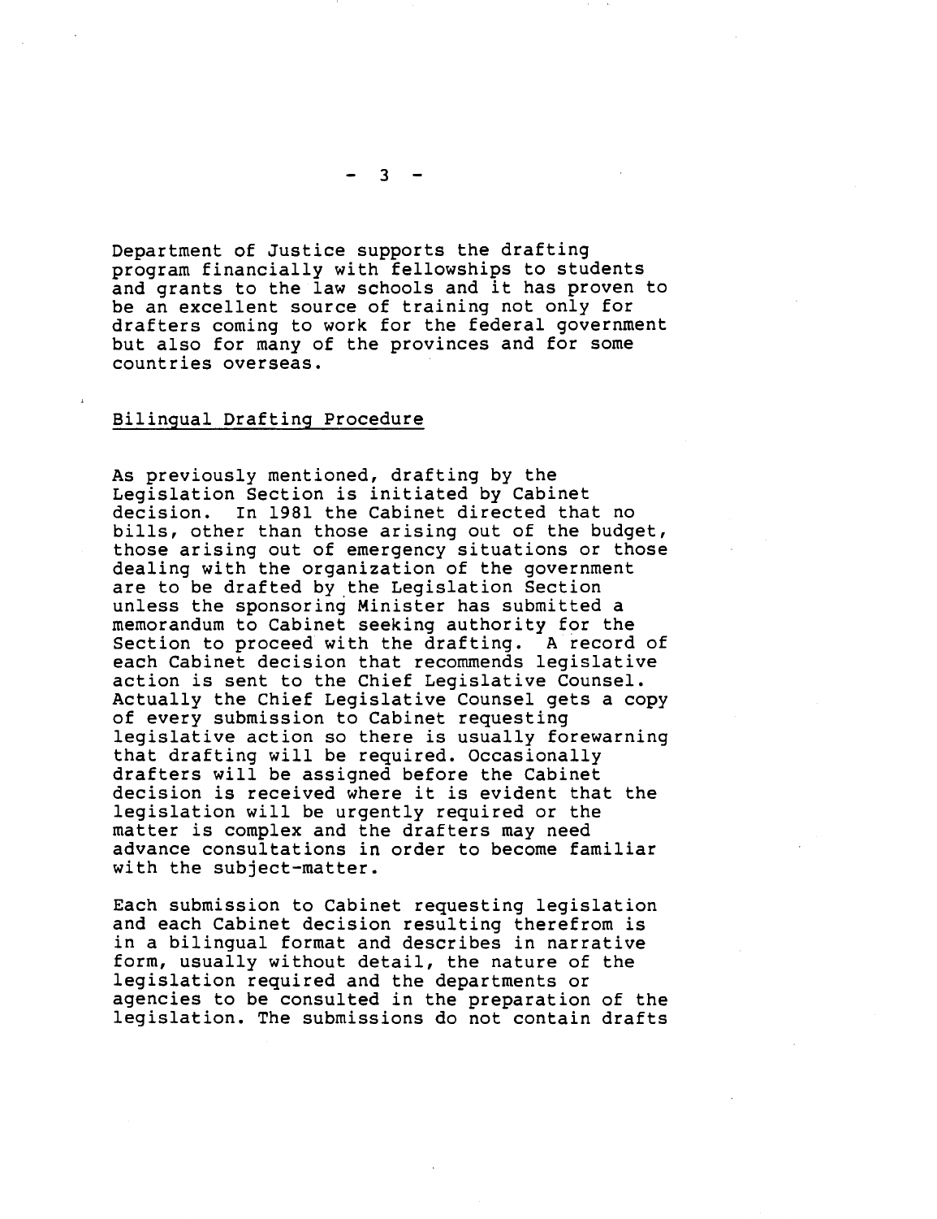Department of Justice supports the drafting program financially with fellowships to students and grants to the law schools and it has proven to be an excellent source of training not only for drafters coming to work for the federal government but also for many of the provinces and for some countries overseas.

## Bilingual Drafting Procedure

As previously mentioned, drafting by the Legislation Section is initiated by Cabinet decision. In 1981 the Cabinet directed that no bills, other than those arising out of the budget, those arising out of emergency situations or those dealing with the organization of the government are to be drafted by the Legislation Section unless the sponsoring Minister has submitted a memorandum to Cabinet seeking authority for the Section to proceed with the drafting. A record of each Cabinet decision that recommends legislative action is sent to the Chief Legislative Counsel. Actually the Chief Legislative Counsel gets a copy of every submission to Cabinet requesting legislative action so there is usually forewarning that drafting will be required. Occasionally drafters will be assigned before the Cabinet decision is received where it is evident that the legislation will be urgently required or the matter is complex and the drafters may need advance consultations in order to become familiar with the subject-matter.

Each submission to Cabinet requesting legislation and each Cabinet decision resulting therefrom is in a bilingual format and describes in narrative form, usually without detail, the nature of the legislation required and the departments or agencies to be consulted in the preparation of the legislation. The submissions do not contain drafts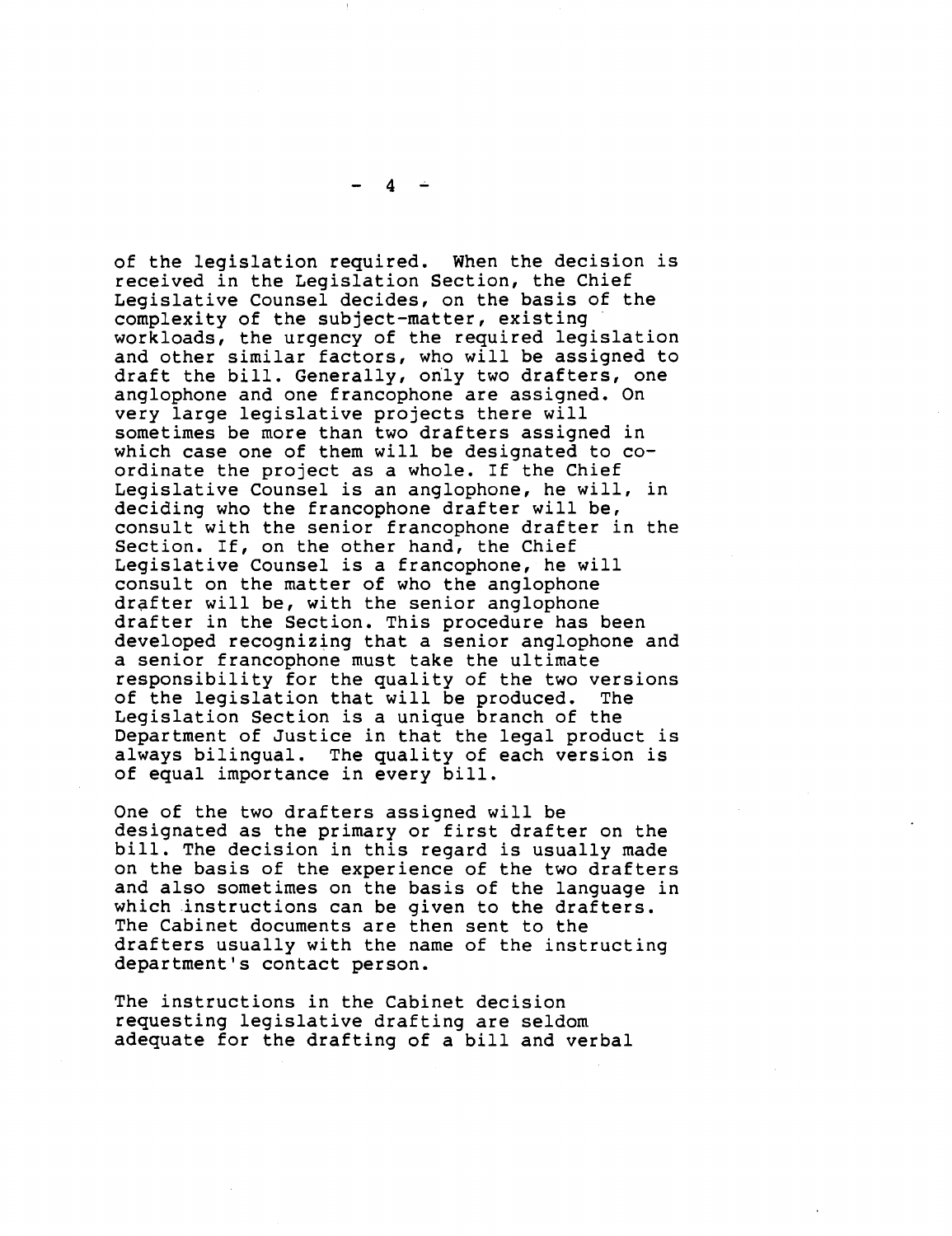of the legislation required. When the decision is received in the Legislation Section, the Chief Legislative Counsel decides, on the basis of the complexity of the subject-matter, existing workloads, the urgency of the required legislation and other similar factors, who will be assigned to draft the bill. Generally, only two drafters, one anglophone and one francophone are assigned. On very large legislative projects there will sometimes be more than two drafters assigned in which case one of them will be designated to co-ordinate the project as a whole. If the Chief Legislative Counsel is an anglophone, he will, in deciding who the francophone drafter will be, consult with the senior francophone drafter in the Section. If, on the other hand, the Chief Legislative Counsel is a francophone, he will consult on the matter of who the anglophone drafter will be, with the senior anglophone drafter in the Section. This procedure has been developed recognizing that a senior anglophone and a senior francophone must take the ultimate responsibility for the quality of the two versions of the legislation that will be produced. The Legislation Section is a unique branch of the Department of Justice in that the legal product is always bilingual. The quality of each version is of equal importance in every bill.

One of the two drafters assigned will be designated as the primary or first drafter on the bill. The decision in this regard is usually made on the basis of the experience of the two drafters and also sometimes on the basis of the language in which instructions can be given to the drafters. The Cabinet documents are then sent to the drafters usually with the name of the instructing department's contact person.

The instructions in the Cabinet decision requesting legislative drafting are seldom adequate for the drafting of a bill and verbal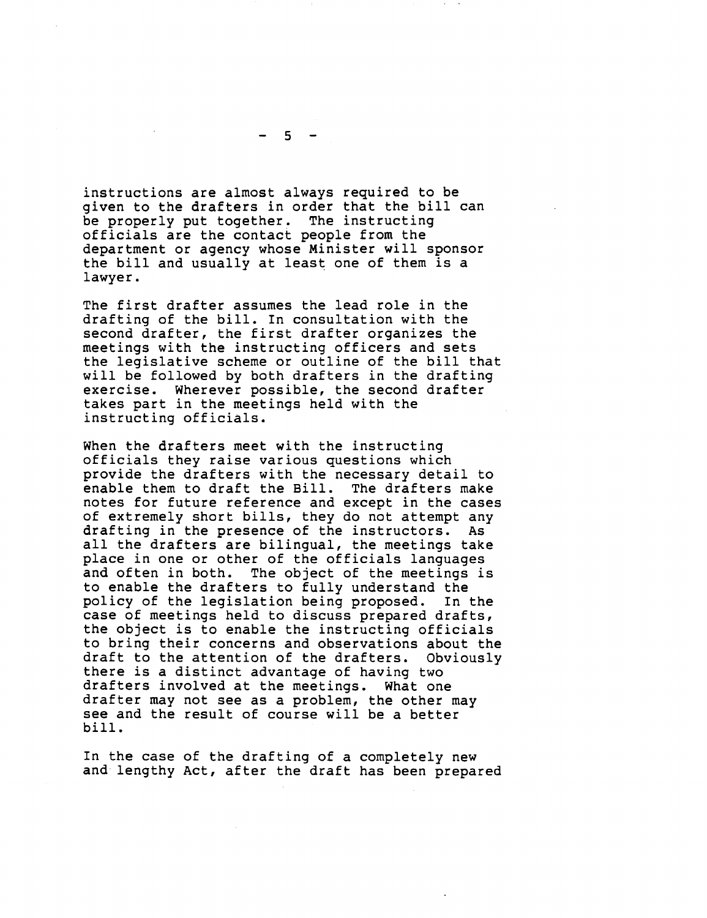instructions are almost always required to be given to the drafters in order that the bill can be properly put together. The instructing officials are the contact people from the department or agency whose Minister will sponsor the bill and usually at least one of them is a lawyer.

The first drafter assumes the lead role in the drafting of the bill. In consultation with the second drafter, the first drafter organizes the meetings with the instructing officers and sets the legislative scheme or outline of the bill that will be followed by both drafters in the drafting exercise. Wherever possible, the second drafter takes part in the meetings held with the instructing officials.

When the drafters meet with the instructing officials they raise various questions which provide the drafters with the necessary detail to enable them to draft the Bill. The drafters make notes for future reference and except in the cases of extremely short bills, they do not attempt any drafting in the presence of the instructors. As all the drafters are bilingual, the meetings take place in one or other of the officials languages and often in both. The object of the meetings is to enable the drafters to fully understand the policy of the legislation being proposed. In the case of meetings held to discuss prepared drafts, the object is to enable the instructing officials to bring their concerns and observations about the draft to the attention of the drafters. Obviously there is a distinct advantage of having two drafters involved at the meetings. What one drafter may not see as a problem, the other may see and the result of course will be a better bill.

In the case of the drafting of a completely new and lengthy Act, after the draft has been prepared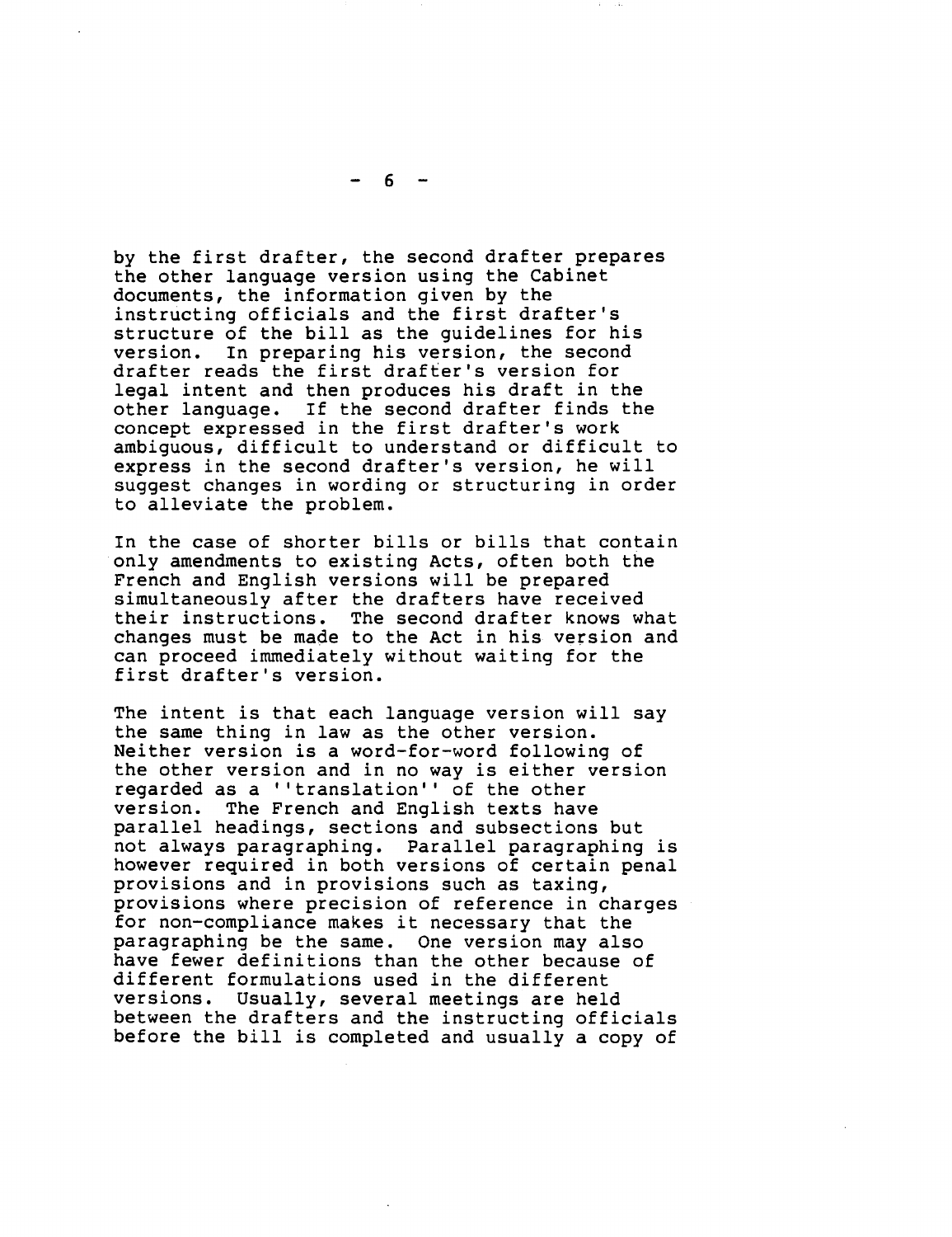by the first drafter, the second drafter prepares the other language version using the Cabinet documents, the information given by the instructing officials and the first drafter's structure of the bill as the guidelines for his version. In preparing his version, the second drafter reads the first drafter's version for legal intent and then produces his draft in the other language. If the second drafter finds the concept expressed in the first drafter's work ambiguous, difficult to understand or difficult to express in the second drafter's version, he will suggest changes in wording or structuring in order to alleviate the problem.

In the case of shorter bills or bills that contain only amendments to existing Acts, often both the French and English versions will be prepared simultaneously after the drafters have received their instructions. The second drafter knows what changes must be made to the Act in his version and can proceed immediately without waiting for the first drafter's version.

The intent is that each language version will say the same thing in law as the other version. Neither version is a word-for-word following of the other version and in no way is either version regarded as a ''translation'' of the other version. The French and English texts have parallel headings, sections and subsections but not always paragraphing. Parallel paragraphing is however required in both versions of certain penal provisions and in provisions such as taxing, provisions where precision of reference in charges for non-compliance makes it necessary that the paragraphing be the same. One version may also have fewer definitions than the other because of different formulations used in the different versions. Usually, several meetings are held between the drafters and the instructing officials before the bill is completed and usually a copy of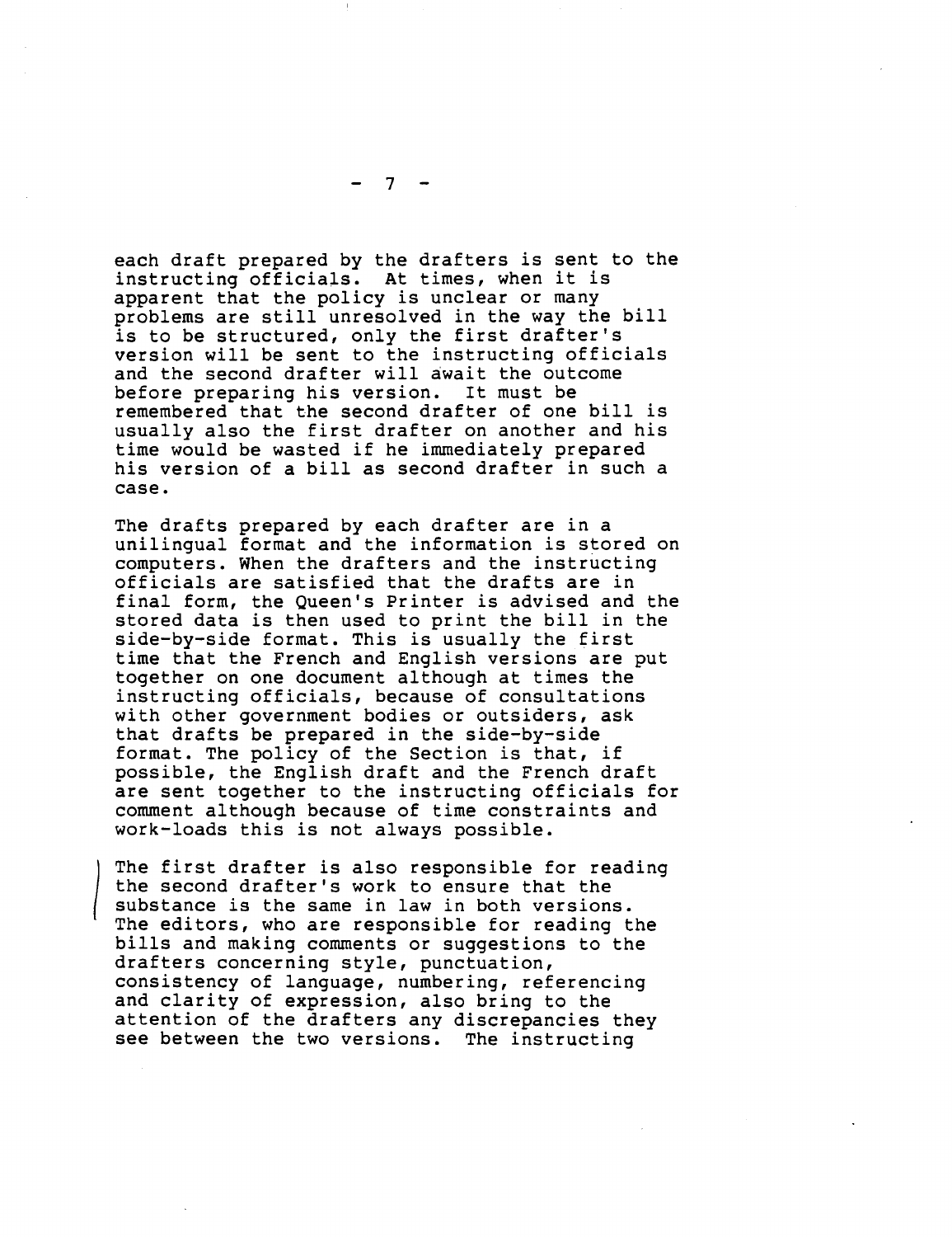each draft prepared by the drafters is sent to the instructing officials. At times, when it is apparent that the policy is unclear or many problems are still unresolved in the way the bill is to be structured, only the first drafter's version will be sent to the instructing officials and the second drafter will await the outcome before preparing his version. It must be remembered that the second drafter of one bill is usually also the first drafter on another and his time would be wasted if he immediately prepared his version of a bill as second drafter in such a case.

The drafts prepared by each drafter are in a unilingual format and the information is stored on computers. When the drafters and the instructing officials are satisfied that the drafts are in final form, the Queen's Printer is advised and the stored data is then used to print the bill in the side-by-side format. This is usually the first time that the French and English versions are put together on one document although at times the instructing officials, because of consultations with other government bodies or outsiders, ask that drafts be prepared in the side-by-side format. The policy of the Section is that, if possible, the English draft and the French draft are sent together to the instructing officials for comment although because of time constraints and work-loads this is not always possible.

The first drafter is also responsible for reading the second drafter's work to ensure that the substance is the same in law in both versions. The editors, who are responsible for reading the bills and making comments or suggestions to the drafters concerning style, punctuation, consistency of language, numbering, referencing and clarity of expression, also bring to the attention of the drafters any discrepancies they see between the two versions. The instructing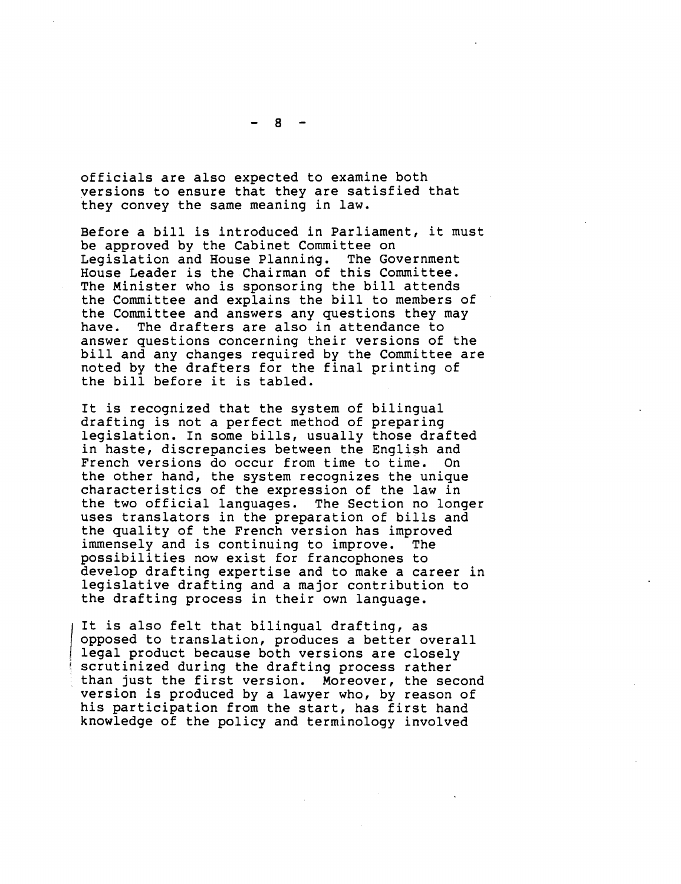officials are also expected to examine both versions to ensure that they are satisfied that they convey the same meaning in law.

Before a bill is introduced in Parliament, it must be approved by the Cabinet Committee on Legislation and House Planning. The Government House Leader is the Chairman of this Committee. The Minister who is sponsoring the bill attends the Committee and explains the bill to members of the Committee and answers any questions they may have. The drafters are also in attendance to answer questions concerning their versions of the bill and any changes required by the Committee are noted by the drafters for the final printing of the bill before it is tabled.

It is recognized that the system of bilingual drafting is not a perfect method of preparing legislation. In some bills, usually those drafted in haste, discrepancies between the English and French versions do occur from time to time. On the other hand, the system recognizes the unique characteristics of the expression of the law in the two official languages. The Section no longer uses translators in the preparation of bills and the quality of the French version has improved immensely and is continuing to improve. The possibilities now exist for francophones to develop drafting expertise and to make a career in legislative drafting and a major contribution to the drafting process in their own language.

It is also felt that bilingual drafting, as opposed to translation, produces a better overall legal product because both versions are closely scrutinized during the drafting process rather than just the first version. Moreover, the second version is produced by a lawyer who, by reason of his participation from the start, has first hand knowledge of the policy and terminology involved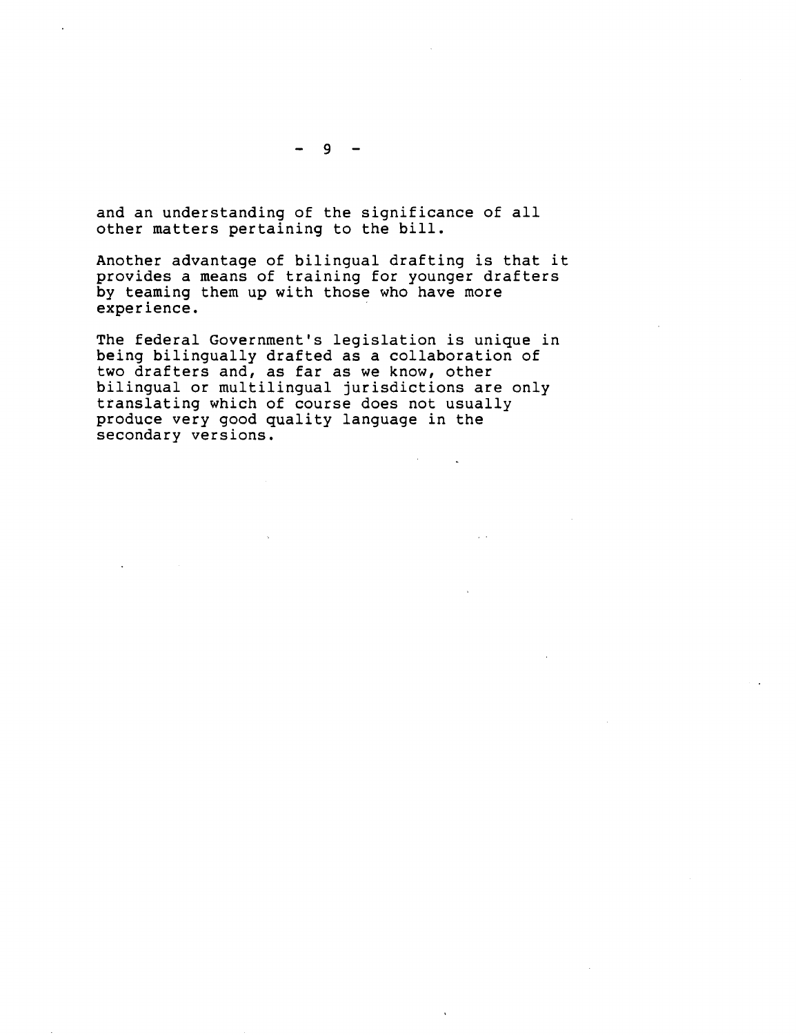and an understanding of the significance of all other matters pertaining to the bill.

Another advantage of bilingual drafting is that it provides a means of training for younger drafters by teaming them up with those who have more experience.

The federal Government's legislation is unique in being bilingually drafted as a collaboration of two drafters and, as far as we know, other bilingual or multilingual jurisdictions are only translating which of course does not usually produce very good quality language in the secondary versions.